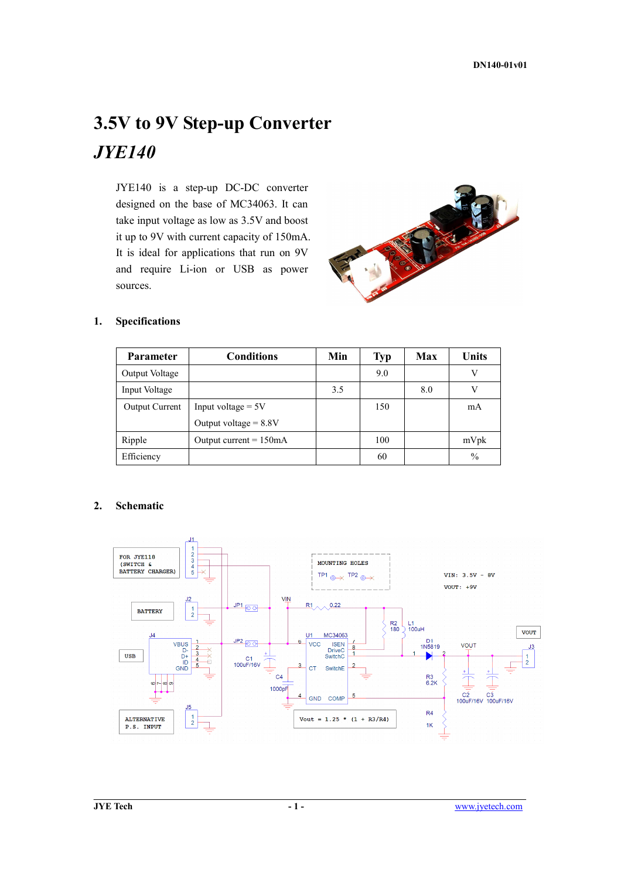# 3.5V to 9V Step-up Converter

## *JYE140*

JYE140 is a step-up DC-DC converter designed on the base of MC34063. It can take input voltage as low as 3.5V and boost it up to 9V with current capacity of 150mA. It is ideal for applications that run on 9V and require Li-ion or USB as power sources.

### 1. Specifications

| Parameter | Conditions | Min | Typ | Max | Units |
|---|---|---|---|---|---|
| Output Voltage | | | 9.0 | | V |
| Input Voltage | | 3.5 | | 8.0 | V |
| Output Current | Input voltage = 5V<br>Output voltage = 8.8V | | 150 | | mA |
| Ripple | Output current = 150mA | | 100 | | mVpk |
| Efficiency | | | 60 | | % |

### 2. Schematic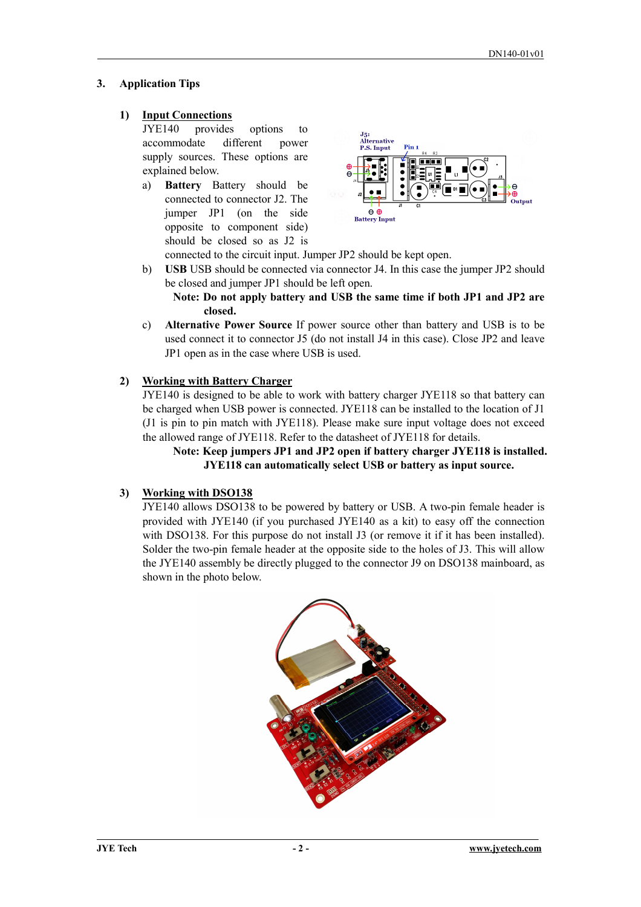## 3. Application Tips

### 1) Input Connections

JYE140 provides options to accommodate different power supply sources. These options are explained below.

a) **Battery** Battery should be connected to connector J2. The jumper JP1 (on the side opposite to component side) should be closed so as J2 is connected to the circuit input. Jumper JP2 should be kept open.

b) **USB** USB should be connected via connector J4. In this case the jumper JP2 should be closed and jumper JP1 should be left open.

**Note: Do not apply battery and USB the same time if both JP1 and JP2 are closed.**

c) **Alternative Power Source** If power source other than battery and USB is to be used connect it to connector J5 (do not install J4 in this case). Close JP2 and leave JP1 open as in the case where USB is used.

### 2) Working with Battery Charger

JYE140 is designed to be able to work with battery charger JYE118 so that battery can be charged when USB power is connected. JYE118 can be installed to the location of J1 (J1 is pin to pin match with JYE118). Please make sure input voltage does not exceed the allowed range of JYE118. Refer to the datasheet of JYE118 for details.

**Note: Keep jumpers JP1 and JP2 open if battery charger JYE118 is installed. JYE118 can automatically select USB or battery as input source.**

### 3) Working with DSO138

JYE140 allows DSO138 to be powered by battery or USB. A two-pin female header is provided with JYE140 (if you purchased JYE140 as a kit) to easy off the connection with DSO138. For this purpose do not install J3 (or remove it if it has been installed). Solder the two-pin female header at the opposite side to the holes of J3. This will allow the JYE140 assembly be directly plugged to the connector J9 on DSO138 mainboard, as shown in the photo below.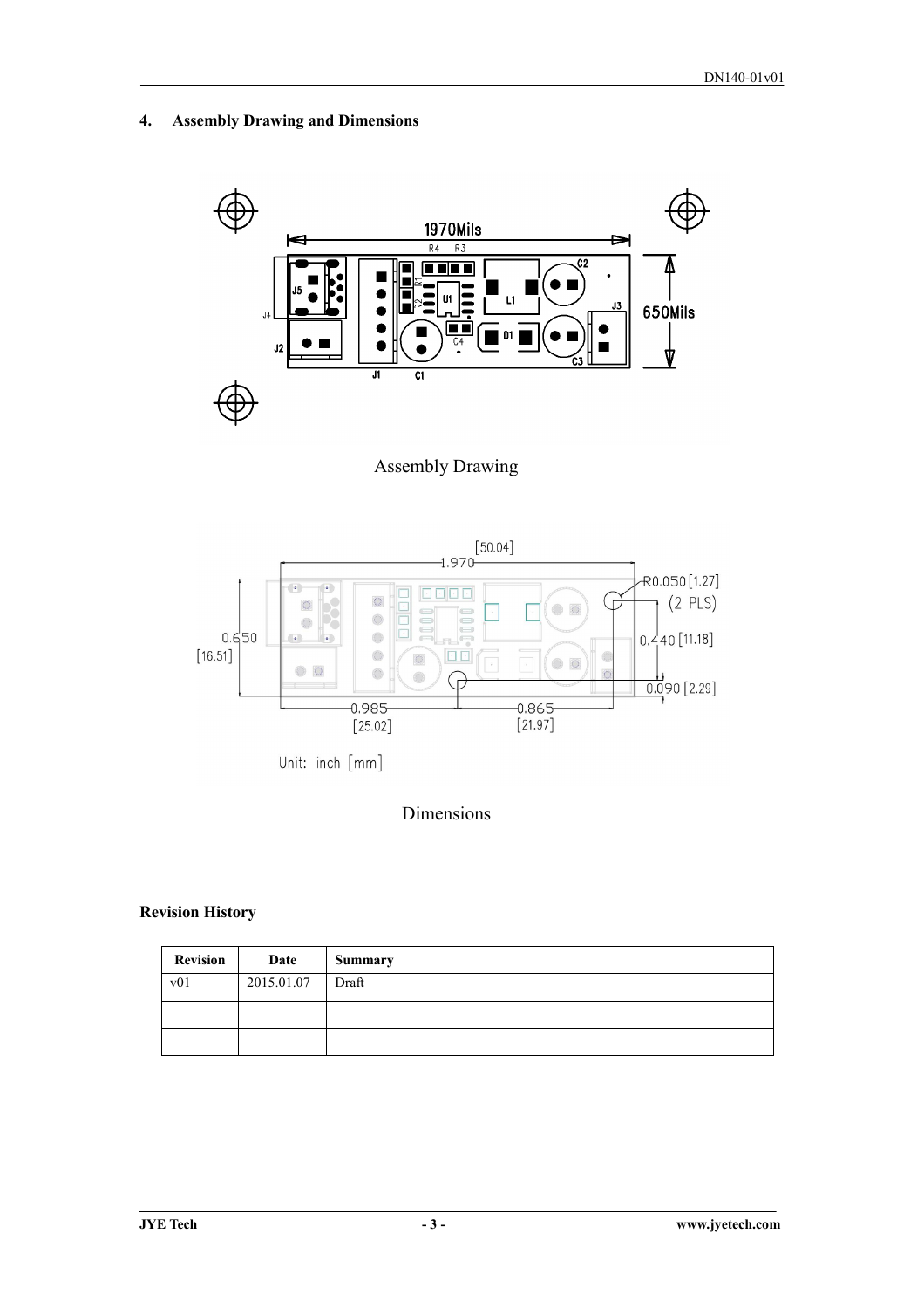## 4. Assembly Drawing and Dimensions

1970Mils

R4 R3

J5

J4

J2

J1

C1

U1

C4

L1

D1

C2

C3

J3

650Mils

Assembly Drawing

[50.04]
1.970

R0.050 [1.27]
(2 PLS)

0.650
[16.51]

0.440 [11.18]

0.090 [2.29]

0.985
[25.02]

0.865
[21.97]

Unit: inch [mm]

Dimensions

**Revision History**

| Revision | Date | Summary |
|---|---|---|
| v01 | 2015.01.07 | Draft |
| | | |
| | | |